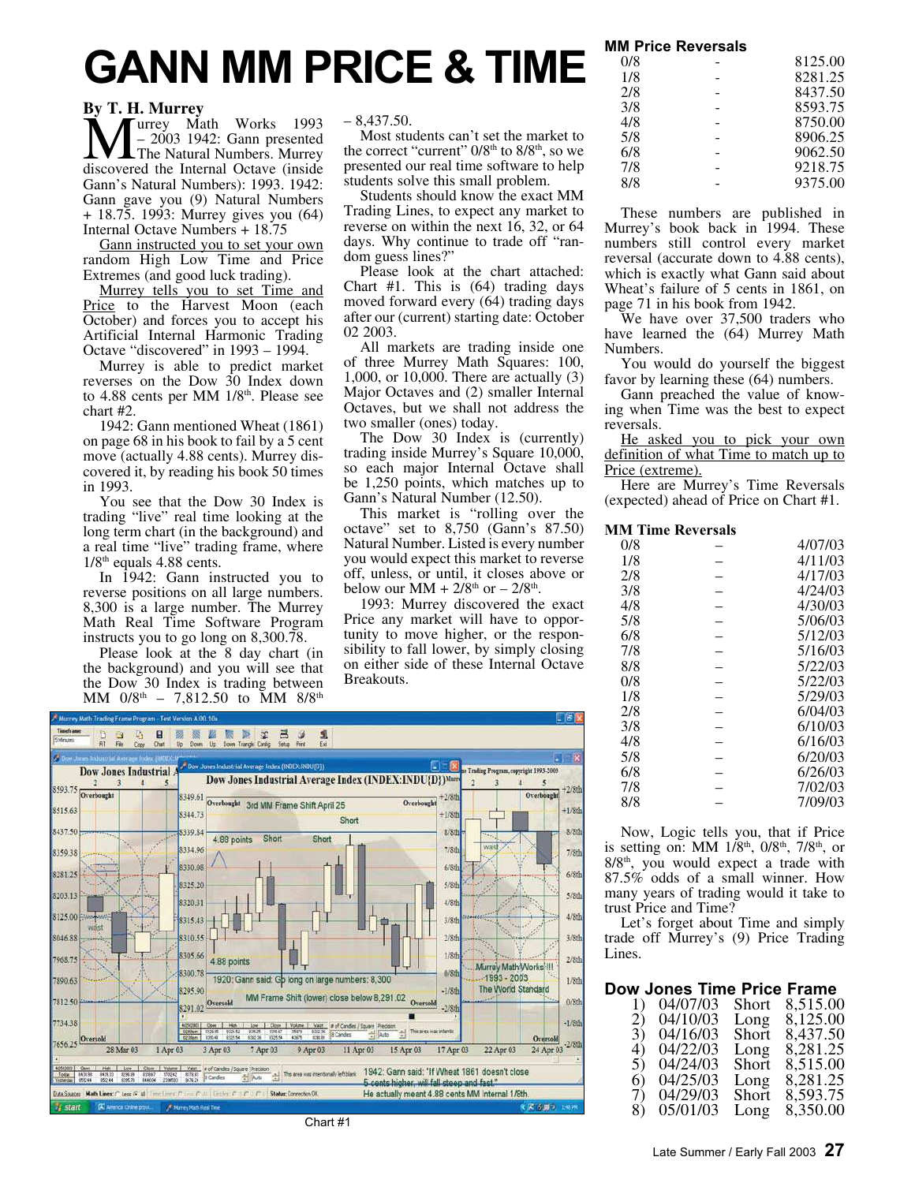# GANN MM PRICE & TIME

**By T. H. Murrey**

Murrey Math Works 1993 – 2003 1942: Gann presented The Natural Numbers. Murrey discovered the Internal Octave (inside Gann's Natural Numbers): 1993. 1942: Gann gave you (9) Natural Numbers + 18.75. 1993: Murrey gives you (64) Internal Octave Numbers + 18.75

Gann instructed you to set your own random High Low Time and Price Extremes (and good luck trading).

Murrey tells you to set Time and Price to the Harvest Moon (each October) and forces you to accept his Artificial Internal Harmonic Trading Octave "discovered" in 1993 – 1994.

Murrey is able to predict market reverses on the Dow 30 Index down to 4.88 cents per MM 1/8th. Please see chart #2.

1942: Gann mentioned Wheat (1861) on page 68 in his book to fail by a 5 cent move (actually 4.88 cents). Murrey discovered it, by reading his book 50 times in 1993.

You see that the Dow 30 Index is trading "live" real time looking at the long term chart (in the background) and a real time "live" trading frame, where 1/8th equals 4.88 cents.

In 1942: Gann instructed you to reverse positions on all large numbers. 8,300 is a large number. The Murrey Math Real Time Software Program instructs you to go long on 8,300.78.

Please look at the 8 day chart (in the background) and you will see that the Dow 30 Index is trading between MM 0/8th – 7,812.50 to MM 8/8th – 8,437.50.

Most students can't set the market to the correct "current" 0/8th to 8/8th, so we presented our real time software to help students solve this small problem.

Students should know the exact MM Trading Lines, to expect any market to reverse on within the next 16, 32, or 64 days. Why continue to trade off "random guess lines?"

Please look at the chart attached: Chart #1. This is (64) trading days moved forward every (64) trading days after our (current) starting date: October 02 2003.

All markets are trading inside one of three Murrey Math Squares: 100, 1,000, or 10,000. There are actually (3) Major Octaves and (2) smaller Internal Octaves, but we shall not address the two smaller (ones) today.

The Dow 30 Index is (currently) trading inside Murrey's Square 10,000, so each major Internal Octave shall be 1,250 points, which matches up to Gann's Natural Number (12.50).

This market is "rolling over the octave" set to 8,750 (Gann's 87.50) Natural Number. Listed is every number you would expect this market to reverse off, unless, or until, it closes above or below our MM + 2/8th or – 2/8th.

1993: Murrey discovered the exact Price any market will have to opportunity to move higher, or the responsibility to fall lower, by simply closing on either side of these Internal Octave Breakouts.

Murrey Math Trading Frame Program - Test Version A.00.10x

Dow Jones Industrial Average Index (INDEX:INDU{D})

Overbought

3rd MM Frame Shift April 25

Short

4.88 points

Short

Short

wast

4.88 points

1920: Gann said: Go long on large numbers: 8,300

MM Frame Shift (lower) close below 8,291.02

Oversold

Murrey Math Works !!! 1993 - 2003 The World Standard

1942: Gann said: "If Wheat 1861 doesn't close 5 cents higher, will fall steep and fast."

He actually meant 4.88 cents MM Internal 1/8th.

Chart #1

**MM Price Reversals**

| | | |
|---|---|---|
| 0/8 | - | 8125.00 |
| 1/8 | - | 8281.25 |
| 2/8 | - | 8437.50 |
| 3/8 | - | 8593.75 |
| 4/8 | - | 8750.00 |
| 5/8 | - | 8906.25 |
| 6/8 | - | 9062.50 |
| 7/8 | - | 9218.75 |
| 8/8 | - | 9375.00 |

These numbers are published in Murrey's book back in 1994. These numbers still control every market reversal (accurate down to 4.88 cents), which is exactly what Gann said about Wheat's failure of 5 cents in 1861, on page 71 in his book from 1942.

We have over 37,500 traders who have learned the (64) Murrey Math Numbers.

You would do yourself the biggest favor by learning these (64) numbers.

Gann preached the value of knowing when Time was the best to expect reversals.

He asked you to pick your own definition of what Time to match up to Price (extreme).

Here are Murrey's Time Reversals (expected) ahead of Price on Chart #1.

**MM Time Reversals**

| | | |
|---|---|---|
| 0/8 | – | 4/07/03 |
| 1/8 | – | 4/11/03 |
| 2/8 | – | 4/17/03 |
| 3/8 | – | 4/24/03 |
| 4/8 | – | 4/30/03 |
| 5/8 | – | 5/06/03 |
| 6/8 | – | 5/12/03 |
| 7/8 | – | 5/16/03 |
| 8/8 | – | 5/22/03 |
| 0/8 | – | 5/22/03 |
| 1/8 | – | 5/29/03 |
| 2/8 | – | 6/04/03 |
| 3/8 | – | 6/10/03 |
| 4/8 | – | 6/16/03 |
| 5/8 | – | 6/20/03 |
| 6/8 | – | 6/26/03 |
| 7/8 | – | 7/02/03 |
| 8/8 | – | 7/09/03 |

Now, Logic tells you, that if Price is setting on: MM 1/8th, 0/8th, 7/8th, or 8/8th, you would expect a trade with 87.5% odds of a small winner. How many years of trading would it take to trust Price and Time?

Let's forget about Time and simply trade off Murrey's (9) Price Trading Lines.

## Dow Jones Time Price Frame

| | | | |
|---|---|---|---|
| 1) | 04/07/03 | Short | 8,515.00 |
| 2) | 04/10/03 | Long | 8,125.00 |
| 3) | 04/16/03 | Short | 8,437.50 |
| 4) | 04/22/03 | Long | 8,281.25 |
| 5) | 04/24/03 | Short | 8,515.00 |
| 6) | 04/25/03 | Long | 8,281.25 |
| 7) | 04/29/03 | Short | 8,593.75 |
| 8) | 05/01/03 | Long | 8,350.00 |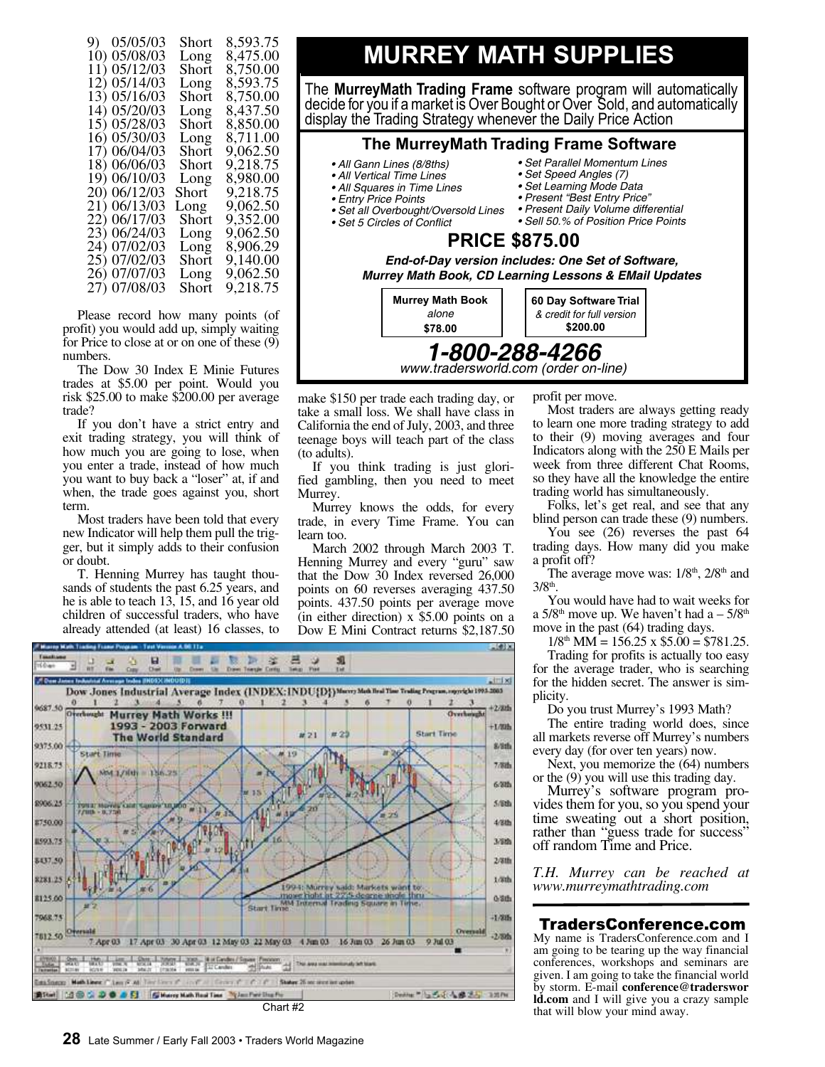9) 05/05/03 Short 8,593.75
10) 05/08/03 Long 8,475.00
11) 05/12/03 Short 8,750.00
12) 05/14/03 Long 8,593.75
13) 05/16/03 Short 8,750.00
14) 05/20/03 Long 8,437.50
15) 05/28/03 Short 8,850.00
16) 05/30/03 Long 8,711.00
17) 06/04/03 Short 9,062.50
18) 06/06/03 Short 9,218.75
19) 06/10/03 Long 8,980.00
20) 06/12/03 Short 9,218.75
21) 06/13/03 Long 9,062.50
22) 06/17/03 Short 9,352.00
23) 06/24/03 Long 9,062.50
24) 07/02/03 Long 8,906.29
25) 07/02/03 Short 9,140.00
26) 07/07/03 Long 9,062.50
27) 07/08/03 Short 9,218.75

Please record how many points (of profit) you would add up, simply waiting for Price to close at or on one of these (9) numbers.

The Dow 30 Index E Minie Futures trades at $5.00 per point. Would you risk $25.00 to make $200.00 per average trade?

If you don't have a strict entry and exit trading strategy, you will think of how much you are going to lose, when you enter a trade, instead of how much you want to buy back a "loser" at, if and when, the trade goes against you, short term.

Most traders have been told that every new Indicator will help them pull the trigger, but it simply adds to their confusion or doubt.

T. Henning Murrey has taught thousands of students the past 6.25 years, and he is able to teach 13, 15, and 16 year old children of successful traders, who have already attended (at least) 16 classes, to make $150 per trade each trading day, or take a small loss. We shall have class in California the end of July, 2003, and three teenage boys will teach part of the class (to adults).

If you think trading is just glorified gambling, then you need to meet Murrey.

Murrey knows the odds, for every trade, in every Time Frame. You can learn too.

March 2002 through March 2003 T. Henning Murrey and every "guru" saw that the Dow 30 Index reversed 26,000 points on 60 reverses averaging 437.50 points. 437.50 points per average move (in either direction) x $5.00 points on a Dow E Mini Contract returns $2,187.50 profit per move.

Most traders are always getting ready to learn one more trading strategy to add to their (9) moving averages and four Indicators along with the 250 E Mails per week from three different Chat Rooms, so they have all the knowledge the entire trading world has simultaneously.

Folks, let's get real, and see that any blind person can trade these (9) numbers.

You see (26) reverses the past 64 trading days. How many did you make a profit off?

The average move was: 1/8th, 2/8th and 3/8th.

You would have had to wait weeks for a 5/8th move up. We haven't had a – 5/8th move in the past (64) trading days.

1/8th MM = 156.25 x $5.00 = $781.25.

Trading for profits is actually too easy for the average trader, who is searching for the hidden secret. The answer is simplicity.

Do you trust Murrey's 1993 Math?

The entire trading world does, since all markets reverse off Murrey's numbers every day (for over ten years) now.

Next, you memorize the (64) numbers or the (9) you will use this trading day.

Murrey's software program provides them for you, so you spend your time sweating out a short position, rather than "guess trade for success" off random Time and Price.

*T.H. Murrey can be reached at www.murreymathtrading.com*

# MURREY MATH SUPPLIES

The **MurreyMath Trading Frame** software program will automatically decide for you if a market is Over Bought or Over Sold, and automatically display the Trading Strategy whenever the Daily Price Action

## The MurreyMath Trading Frame Software

- *All Gann Lines (8/8ths)*
- *All Vertical Time Lines*
- *All Squares in Time Lines*
- *Entry Price Points*
- *Set all Overbought/Oversold Lines*
- *Set 5 Circles of Conflict*
- *Set Parallel Momentum Lines*
- *Set Speed Angles (7)*
- *Set Learning Mode Data*
- *Present "Best Entry Price"*
- *Present Daily Volume differential*
- *Sell 50.% of Position Price Points*

## PRICE $875.00

***End-of-Day version includes: One Set of Software, Murrey Math Book, CD Learning Lessons & EMail Updates***

**Murrey Math Book** *alone* **$78.00**

**60 Day Software Trial** *& credit for full version* **$200.00**

## *1-800-288-4266*

*www.tradersworld.com (order on-line)*

Dow Jones Industrial Average Index (INDEX:INDU[D])

Murrey Math Works !!!
1993 - 2003 Forward
The World Standard

9687.50 Overbought +2/8th
9531.25 +1/8th
9375.00 8/8th
9218.75 7/8th
9062.50 6/8th
8906.25 5/8th
8750.00 4/8th
8593.75 3/8th
8437.50 2/8th
8281.25 1/8th
8125.00 0/8th
7968.75 -1/8th
7812.50 Oversold -2/8th

Start Time

MM 1/8th = 156.25

1994: Murrey said: Markets want to move right at 22.5 degree angle thru MM Internal Trading Square in Time.

7 Apr 03 17 Apr 03 30 Apr 03 12 May 03 22 May 03 4 Jun 03 16 Jun 03 26 Jun 03 9 Jul 03

Chart #2

## TradersConference.com

My name is TradersConference.com and I am going to be tearing up the way financial conferences, workshops and seminars are given. I am going to take the financial world by storm. E-mail **conference@tradersworld.com** and I will give you a crazy sample that will blow your mind away.